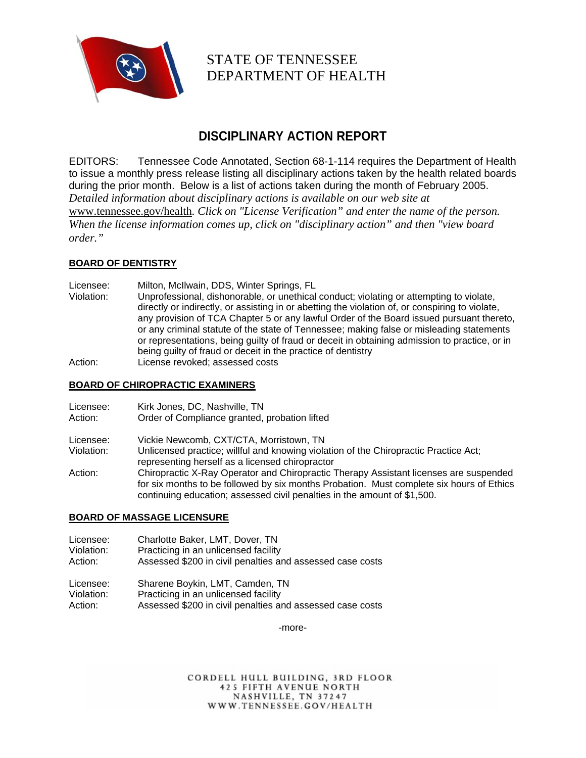STATE OF TENNESSEE
DEPARTMENT OF HEALTH

# DISCIPLINARY ACTION REPORT

EDITORS: Tennessee Code Annotated, Section 68-1-114 requires the Department of Health to issue a monthly press release listing all disciplinary actions taken by the health related boards during the prior month. Below is a list of actions taken during the month of February 2005. *Detailed information about disciplinary actions is available on our web site at* www.tennessee.gov/health*. Click on "License Verification" and enter the name of the person. When the license information comes up, click on "disciplinary action" and then "view board order."*

## BOARD OF DENTISTRY

Licensee: Milton, McIlwain, DDS, Winter Springs, FL
Violation: Unprofessional, dishonorable, or unethical conduct; violating or attempting to violate, directly or indirectly, or assisting in or abetting the violation of, or conspiring to violate, any provision of TCA Chapter 5 or any lawful Order of the Board issued pursuant thereto, or any criminal statute of the state of Tennessee; making false or misleading statements or representations, being guilty of fraud or deceit in obtaining admission to practice, or in being guilty of fraud or deceit in the practice of dentistry
Action: License revoked; assessed costs

## BOARD OF CHIROPRACTIC EXAMINERS

Licensee: Kirk Jones, DC, Nashville, TN
Action: Order of Compliance granted, probation lifted

Licensee: Vickie Newcomb, CXT/CTA, Morristown, TN
Violation: Unlicensed practice; willful and knowing violation of the Chiropractic Practice Act; representing herself as a licensed chiropractor
Action: Chiropractic X-Ray Operator and Chiropractic Therapy Assistant licenses are suspended for six months to be followed by six months Probation. Must complete six hours of Ethics continuing education; assessed civil penalties in the amount of $1,500.

## BOARD OF MASSAGE LICENSURE

Licensee: Charlotte Baker, LMT, Dover, TN
Violation: Practicing in an unlicensed facility
Action: Assessed $200 in civil penalties and assessed case costs

Licensee: Sharene Boykin, LMT, Camden, TN
Violation: Practicing in an unlicensed facility
Action: Assessed $200 in civil penalties and assessed case costs

-more-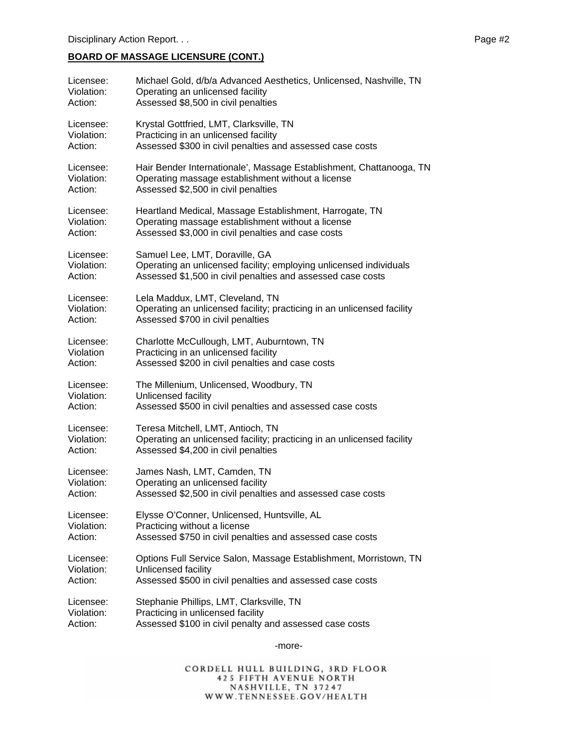**BOARD OF MASSAGE LICENSURE (CONT.)**

Licensee: Michael Gold, d/b/a Advanced Aesthetics, Unlicensed, Nashville, TN
Violation: Operating an unlicensed facility
Action: Assessed $8,500 in civil penalties

Licensee: Krystal Gottfried, LMT, Clarksville, TN
Violation: Practicing in an unlicensed facility
Action: Assessed $300 in civil penalties and assessed case costs

Licensee: Hair Bender Internationale', Massage Establishment, Chattanooga, TN
Violation: Operating massage establishment without a license
Action: Assessed $2,500 in civil penalties

Licensee: Heartland Medical, Massage Establishment, Harrogate, TN
Violation: Operating massage establishment without a license
Action: Assessed $3,000 in civil penalties and case costs

Licensee: Samuel Lee, LMT, Doraville, GA
Violation: Operating an unlicensed facility; employing unlicensed individuals
Action: Assessed $1,500 in civil penalties and assessed case costs

Licensee: Lela Maddux, LMT, Cleveland, TN
Violation: Operating an unlicensed facility; practicing in an unlicensed facility
Action: Assessed $700 in civil penalties

Licensee: Charlotte McCullough, LMT, Auburntown, TN
Violation Practicing in an unlicensed facility
Action: Assessed $200 in civil penalties and case costs

Licensee: The Millenium, Unlicensed, Woodbury, TN
Violation: Unlicensed facility
Action: Assessed $500 in civil penalties and assessed case costs

Licensee: Teresa Mitchell, LMT, Antioch, TN
Violation: Operating an unlicensed facility; practicing in an unlicensed facility
Action: Assessed $4,200 in civil penalties

Licensee: James Nash, LMT, Camden, TN
Violation: Operating an unlicensed facility
Action: Assessed $2,500 in civil penalties and assessed case costs

Licensee: Elysse O'Conner, Unlicensed, Huntsville, AL
Violation: Practicing without a license
Action: Assessed $750 in civil penalties and assessed case costs

Licensee: Options Full Service Salon, Massage Establishment, Morristown, TN
Violation: Unlicensed facility
Action: Assessed $500 in civil penalties and assessed case costs

Licensee: Stephanie Phillips, LMT, Clarksville, TN
Violation: Practicing in unlicensed facility
Action: Assessed $100 in civil penalty and assessed case costs

-more-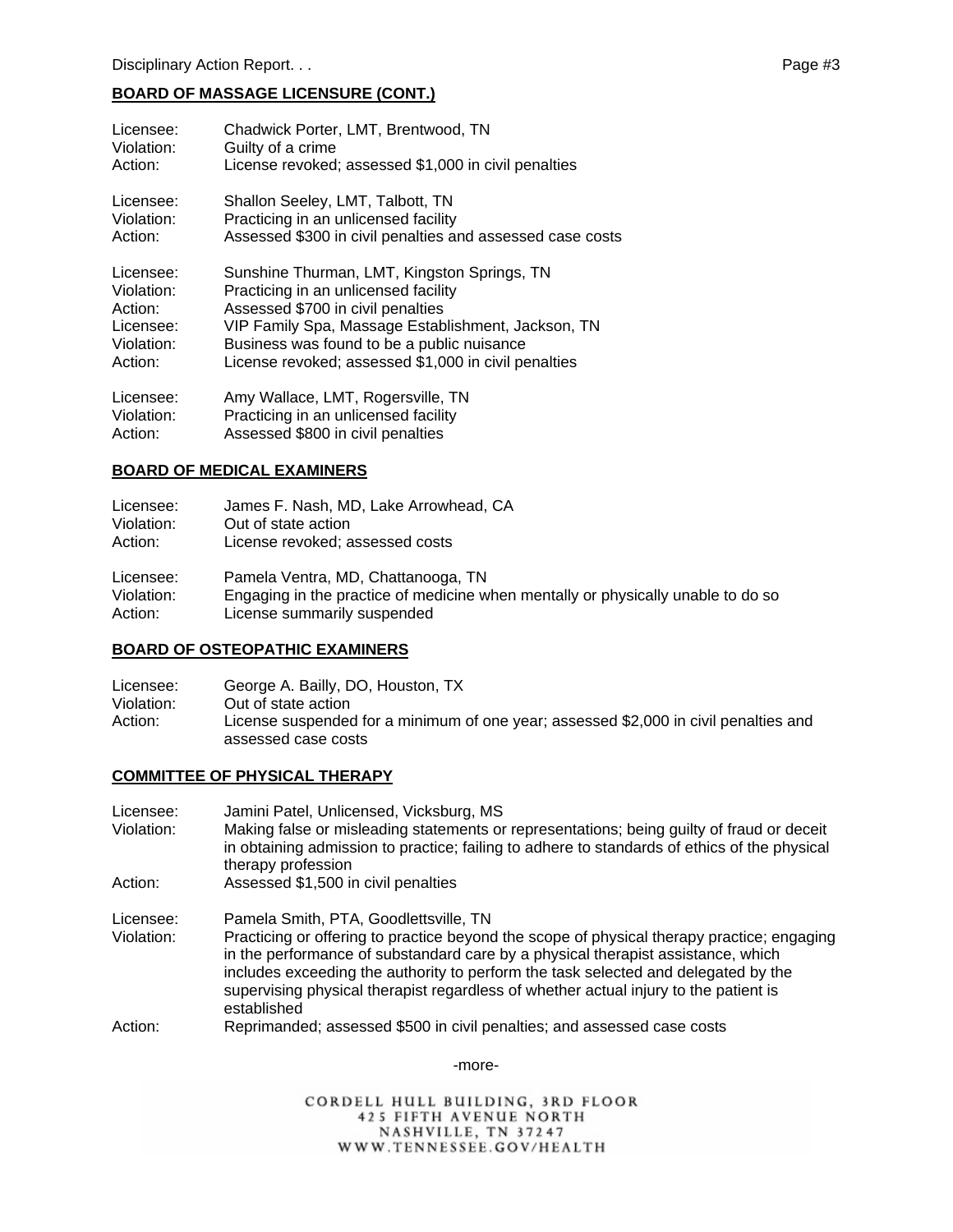## BOARD OF MASSAGE LICENSURE (CONT.)

Licensee: Chadwick Porter, LMT, Brentwood, TN
Violation: Guilty of a crime
Action: License revoked; assessed $1,000 in civil penalties

Licensee: Shallon Seeley, LMT, Talbott, TN
Violation: Practicing in an unlicensed facility
Action: Assessed $300 in civil penalties and assessed case costs

Licensee: Sunshine Thurman, LMT, Kingston Springs, TN
Violation: Practicing in an unlicensed facility
Action: Assessed $700 in civil penalties
Licensee: VIP Family Spa, Massage Establishment, Jackson, TN
Violation: Business was found to be a public nuisance
Action: License revoked; assessed $1,000 in civil penalties

Licensee: Amy Wallace, LMT, Rogersville, TN
Violation: Practicing in an unlicensed facility
Action: Assessed $800 in civil penalties

## BOARD OF MEDICAL EXAMINERS

Licensee: James F. Nash, MD, Lake Arrowhead, CA
Violation: Out of state action
Action: License revoked; assessed costs

Licensee: Pamela Ventra, MD, Chattanooga, TN
Violation: Engaging in the practice of medicine when mentally or physically unable to do so
Action: License summarily suspended

## BOARD OF OSTEOPATHIC EXAMINERS

Licensee: George A. Bailly, DO, Houston, TX
Violation: Out of state action
Action: License suspended for a minimum of one year; assessed $2,000 in civil penalties and assessed case costs

## COMMITTEE OF PHYSICAL THERAPY

Licensee: Jamini Patel, Unlicensed, Vicksburg, MS
Violation: Making false or misleading statements or representations; being guilty of fraud or deceit in obtaining admission to practice; failing to adhere to standards of ethics of the physical therapy profession
Action: Assessed $1,500 in civil penalties

Licensee: Pamela Smith, PTA, Goodlettsville, TN
Violation: Practicing or offering to practice beyond the scope of physical therapy practice; engaging in the performance of substandard care by a physical therapist assistance, which includes exceeding the authority to perform the task selected and delegated by the supervising physical therapist regardless of whether actual injury to the patient is established
Action: Reprimanded; assessed $500 in civil penalties; and assessed case costs

-more-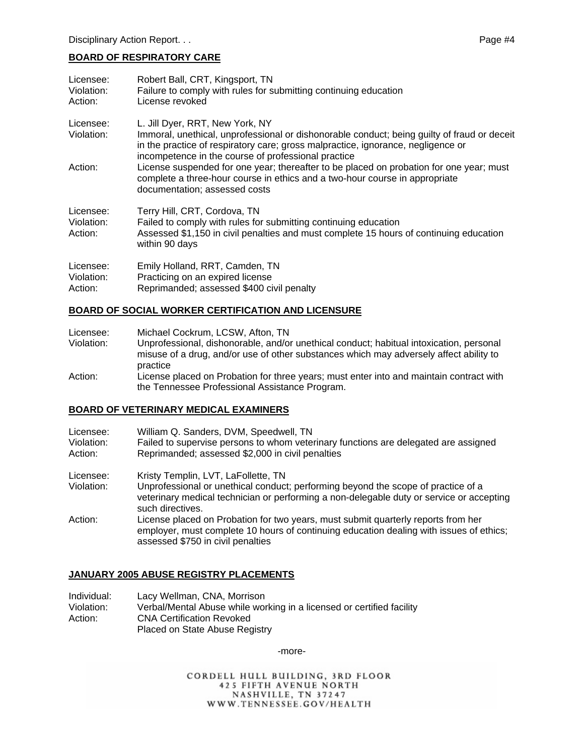## BOARD OF RESPIRATORY CARE

Licensee: Robert Ball, CRT, Kingsport, TN
Violation: Failure to comply with rules for submitting continuing education
Action: License revoked

Licensee: L. Jill Dyer, RRT, New York, NY
Violation: Immoral, unethical, unprofessional or dishonorable conduct; being guilty of fraud or deceit in the practice of respiratory care; gross malpractice, ignorance, negligence or incompetence in the course of professional practice
Action: License suspended for one year; thereafter to be placed on probation for one year; must complete a three-hour course in ethics and a two-hour course in appropriate documentation; assessed costs

Licensee: Terry Hill, CRT, Cordova, TN
Violation: Failed to comply with rules for submitting continuing education
Action: Assessed $1,150 in civil penalties and must complete 15 hours of continuing education within 90 days

Licensee: Emily Holland, RRT, Camden, TN
Violation: Practicing on an expired license
Action: Reprimanded; assessed $400 civil penalty

## BOARD OF SOCIAL WORKER CERTIFICATION AND LICENSURE

Licensee: Michael Cockrum, LCSW, Afton, TN
Violation: Unprofessional, dishonorable, and/or unethical conduct; habitual intoxication, personal misuse of a drug, and/or use of other substances which may adversely affect ability to practice
Action: License placed on Probation for three years; must enter into and maintain contract with the Tennessee Professional Assistance Program.

## BOARD OF VETERINARY MEDICAL EXAMINERS

Licensee: William Q. Sanders, DVM, Speedwell, TN
Violation: Failed to supervise persons to whom veterinary functions are delegated are assigned
Action: Reprimanded; assessed $2,000 in civil penalties

Licensee: Kristy Templin, LVT, LaFollette, TN
Violation: Unprofessional or unethical conduct; performing beyond the scope of practice of a veterinary medical technician or performing a non-delegable duty or service or accepting such directives.
Action: License placed on Probation for two years, must submit quarterly reports from her employer, must complete 10 hours of continuing education dealing with issues of ethics; assessed $750 in civil penalties

## JANUARY 2005 ABUSE REGISTRY PLACEMENTS

Individual: Lacy Wellman, CNA, Morrison
Violation: Verbal/Mental Abuse while working in a licensed or certified facility
Action: CNA Certification Revoked
Placed on State Abuse Registry

-more-

CORDELL HULL BUILDING, 3RD FLOOR
425 FIFTH AVENUE NORTH
NASHVILLE, TN 37247
WWW.TENNESSEE.GOV/HEALTH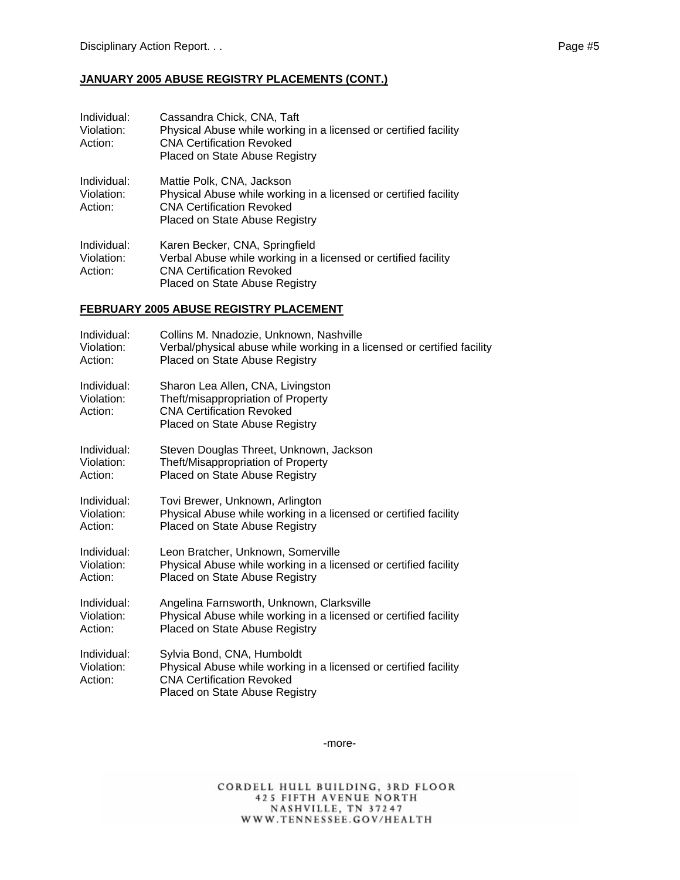## JANUARY 2005 ABUSE REGISTRY PLACEMENTS (CONT.)

Individual: Cassandra Chick, CNA, Taft
Violation: Physical Abuse while working in a licensed or certified facility
Action: CNA Certification Revoked
Placed on State Abuse Registry

Individual: Mattie Polk, CNA, Jackson
Violation: Physical Abuse while working in a licensed or certified facility
Action: CNA Certification Revoked
Placed on State Abuse Registry

Individual: Karen Becker, CNA, Springfield
Violation: Verbal Abuse while working in a licensed or certified facility
Action: CNA Certification Revoked
Placed on State Abuse Registry

## FEBRUARY 2005 ABUSE REGISTRY PLACEMENT

Individual: Collins M. Nnadozie, Unknown, Nashville
Violation: Verbal/physical abuse while working in a licensed or certified facility
Action: Placed on State Abuse Registry

Individual: Sharon Lea Allen, CNA, Livingston
Violation: Theft/misappropriation of Property
Action: CNA Certification Revoked
Placed on State Abuse Registry

Individual: Steven Douglas Threet, Unknown, Jackson
Violation: Theft/Misappropriation of Property
Action: Placed on State Abuse Registry

Individual: Tovi Brewer, Unknown, Arlington
Violation: Physical Abuse while working in a licensed or certified facility
Action: Placed on State Abuse Registry

Individual: Leon Bratcher, Unknown, Somerville
Violation: Physical Abuse while working in a licensed or certified facility
Action: Placed on State Abuse Registry

Individual: Angelina Farnsworth, Unknown, Clarksville
Violation: Physical Abuse while working in a licensed or certified facility
Action: Placed on State Abuse Registry

Individual: Sylvia Bond, CNA, Humboldt
Violation: Physical Abuse while working in a licensed or certified facility
Action: CNA Certification Revoked
Placed on State Abuse Registry

-more-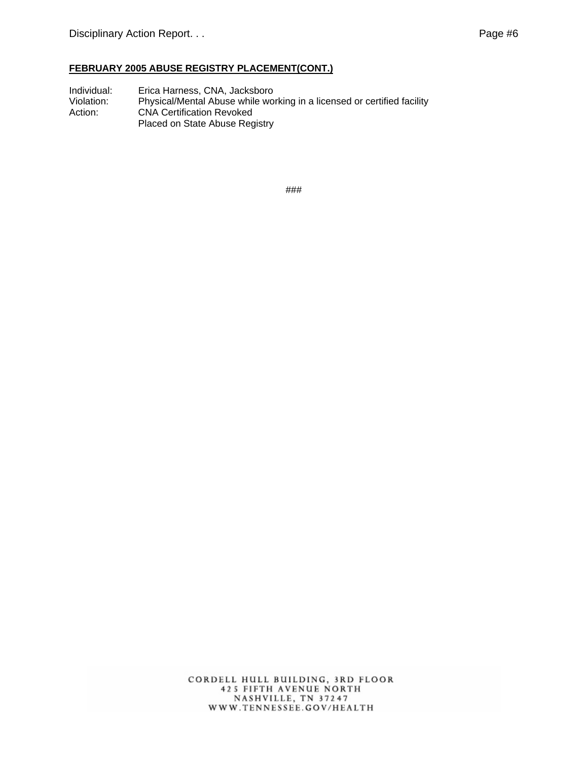**FEBRUARY 2005 ABUSE REGISTRY PLACEMENT(CONT.)**

Individual: Erica Harness, CNA, Jacksboro
Violation: Physical/Mental Abuse while working in a licensed or certified facility
Action: CNA Certification Revoked
Placed on State Abuse Registry

###

CORDELL HULL BUILDING, 3RD FLOOR
425 FIFTH AVENUE NORTH
NASHVILLE, TN 37247
WWW.TENNESSEE.GOV/HEALTH